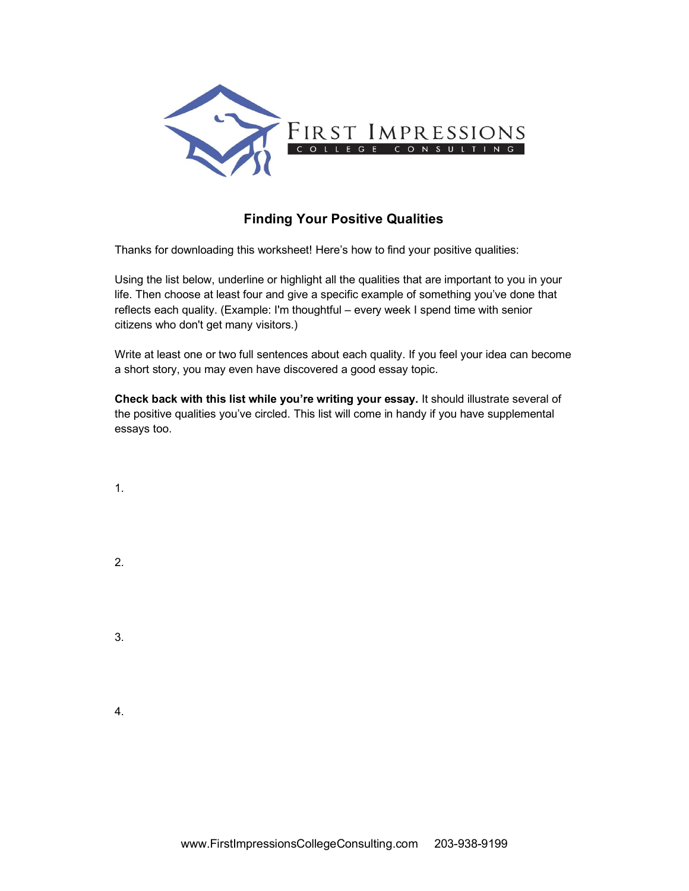FIRST IMPRESSIONS
COLLEGE CONSULTING

## Finding Your Positive Qualities

Thanks for downloading this worksheet! Here's how to find your positive qualities:

Using the list below, underline or highlight all the qualities that are important to you in your life. Then choose at least four and give a specific example of something you've done that reflects each quality. (Example: I'm thoughtful – every week I spend time with senior citizens who don't get many visitors.)

Write at least one or two full sentences about each quality. If you feel your idea can become a short story, you may even have discovered a good essay topic.

**Check back with this list while you're writing your essay.** It should illustrate several of the positive qualities you've circled. This list will come in handy if you have supplemental essays too.

1.

2.

3.

4.

www.FirstImpressionsCollegeConsulting.com 203-938-9199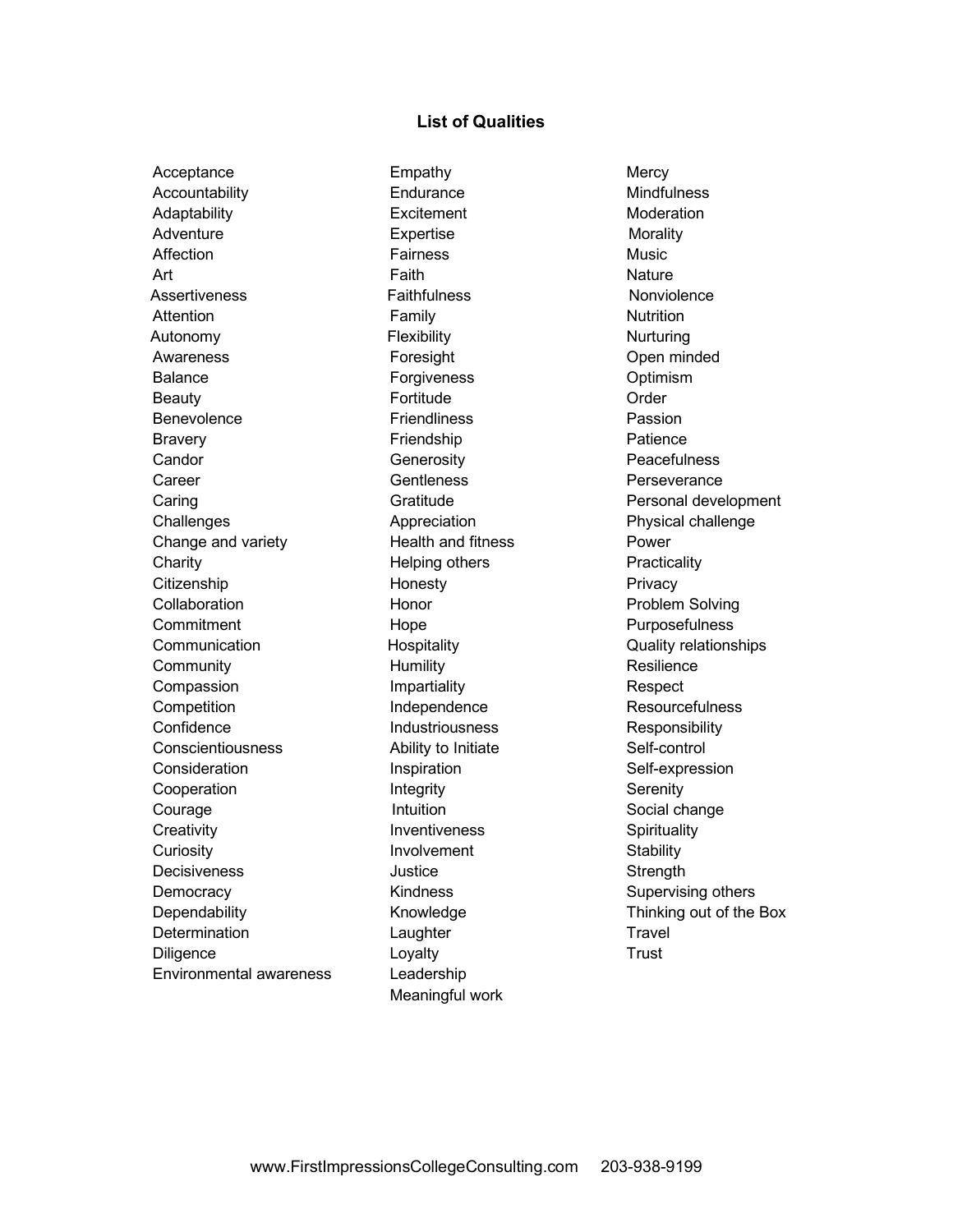# List of Qualities

Acceptance
Accountability
Adaptability
Adventure
Affection
Art
Assertiveness
Attention
Autonomy
Awareness
Balance
Beauty
Benevolence
Bravery
Candor
Career
Caring
Challenges
Change and variety
Charity
Citizenship
Collaboration
Commitment
Communication
Community
Compassion
Competition
Confidence
Conscientiousness
Consideration
Cooperation
Courage
Creativity
Curiosity
Decisiveness
Democracy
Dependability
Determination
Diligence
Environmental awareness

Empathy
Endurance
Excitement
Expertise
Fairness
Faith
Faithfulness
Family
Flexibility
Foresight
Forgiveness
Fortitude
Friendliness
Friendship
Generosity
Gentleness
Gratitude
Appreciation
Health and fitness
Helping others
Honesty
Honor
Hope
Hospitality
Humility
Impartiality
Independence
Industriousness
Ability to Initiate
Inspiration
Integrity
Intuition
Inventiveness
Involvement
Justice
Kindness
Knowledge
Laughter
Loyalty
Leadership
Meaningful work

Mercy
Mindfulness
Moderation
Morality
Music
Nature
Nonviolence
Nutrition
Nurturing
Open minded
Optimism
Order
Passion
Patience
Peacefulness
Perseverance
Personal development
Physical challenge
Power
Practicality
Privacy
Problem Solving
Purposefulness
Quality relationships
Resilience
Respect
Resourcefulness
Responsibility
Self-control
Self-expression
Serenity
Social change
Spirituality
Stability
Strength
Supervising others
Thinking out of the Box
Travel
Trust

www.FirstImpressionsCollegeConsulting.com 203-938-9199